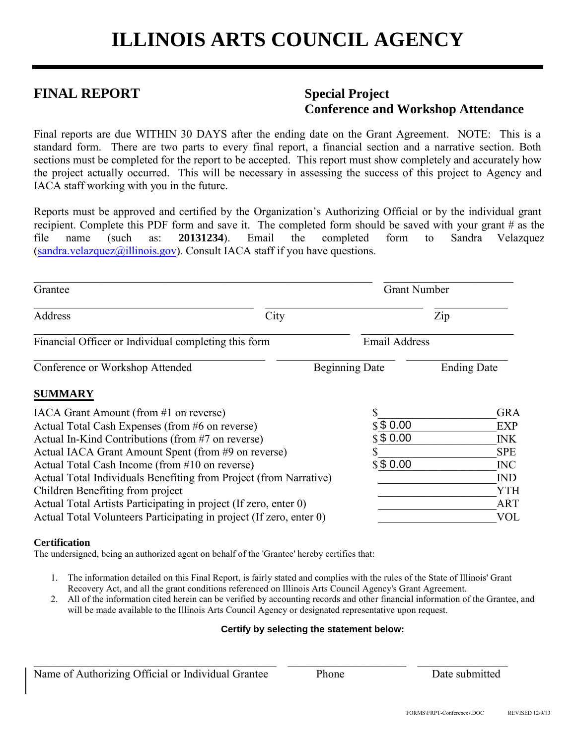# ILLINOIS ARTS COUNCIL AGENCY

## FINAL REPORT

**Special Project**
**Conference and Workshop Attendance**

Final reports are due WITHIN 30 DAYS after the ending date on the Grant Agreement. NOTE: This is a standard form. There are two parts to every final report, a financial section and a narrative section. Both sections must be completed for the report to be accepted. This report must show completely and accurately how the project actually occurred. This will be necessary in assessing the success of this project to Agency and IACA staff working with you in the future.

Reports must be approved and certified by the Organization's Authorizing Official or by the individual grant recipient. Complete this PDF form and save it. The completed form should be saved with your grant # as the file name (such as: **20131234**). Email the completed form to Sandra Velazquez (sandra.velazquez@illinois.gov). Consult IACA staff if you have questions.

Grantee ______________________ Grant Number ______________________

Address ______________________ City ______________________ Zip ______________________

Financial Officer or Individual completing this form ______________________ Email Address ______________________

Conference or Workshop Attended ______________________ Beginning Date ______________________ Ending Date ______________________

### SUMMARY

| | | |
|---|---|---|
| IACA Grant Amount (from #1 on reverse) | $ | GRA |
| Actual Total Cash Expenses (from #6 on reverse) | $ $ 0.00 | EXP |
| Actual In-Kind Contributions (from #7 on reverse) | $ $ 0.00 | INK |
| Actual IACA Grant Amount Spent (from #9 on reverse) | $ | SPE |
| Actual Total Cash Income (from #10 on reverse) | $ $ 0.00 | INC |
| Actual Total Individuals Benefiting from Project (from Narrative) | | IND |
| Children Benefiting from project | | YTH |
| Actual Total Artists Participating in project (If zero, enter 0) | | ART |
| Actual Total Volunteers Participating in project (If zero, enter 0) | | VOL |

**Certification**

The undersigned, being an authorized agent on behalf of the 'Grantee' hereby certifies that:

1. The information detailed on this Final Report, is fairly stated and complies with the rules of the State of Illinois' Grant Recovery Act, and all the grant conditions referenced on Illinois Arts Council Agency's Grant Agreement.
2. All of the information cited herein can be verified by accounting records and other financial information of the Grantee, and will be made available to the Illinois Arts Council Agency or designated representative upon request.

**Certify by selecting the statement below:**

Name of Authorizing Official or Individual Grantee ______________________ Phone ______________________ Date submitted ______________________

FORMS\FRPT-Conferences.DOC REVISED 12/9/13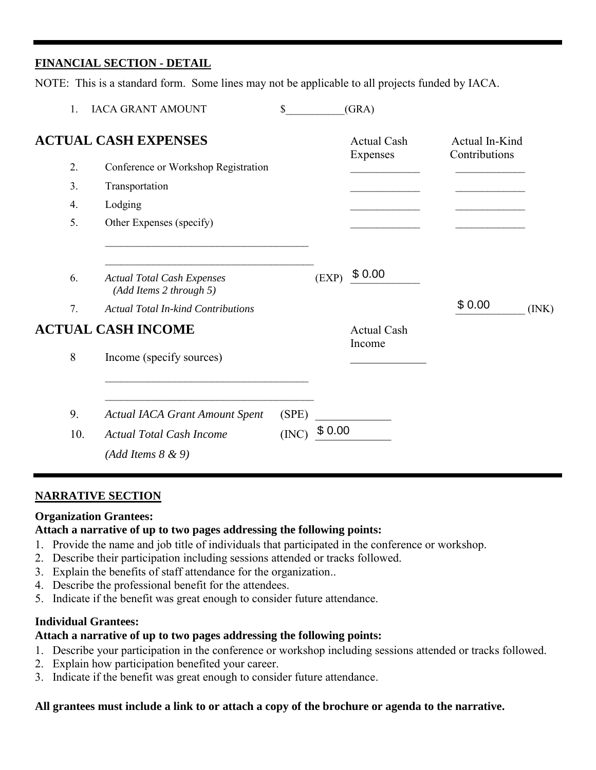## FINANCIAL SECTION - DETAIL

NOTE: This is a standard form. Some lines may not be applicable to all projects funded by IACA.

1. IACA GRANT AMOUNT $\_\_\_\_\_\_\_\_\_\_\_(GRA)

## ACTUAL CASH EXPENSES

| | | | Actual Cash Expenses | Actual In-Kind Contributions | |
|---|---|---|---|---|---|
| 2. | Conference or Workshop Registration | | \_\_\_\_\_\_\_\_\_\_\_\_ | \_\_\_\_\_\_\_\_\_\_\_\_ | |
| 3. | Transportation | | \_\_\_\_\_\_\_\_\_\_\_\_ | \_\_\_\_\_\_\_\_\_\_\_\_ | |
| 4. | Lodging | | \_\_\_\_\_\_\_\_\_\_\_\_ | \_\_\_\_\_\_\_\_\_\_\_\_ | |
| 5. | Other Expenses (specify) | | \_\_\_\_\_\_\_\_\_\_\_\_ | \_\_\_\_\_\_\_\_\_\_\_\_ | |
| | \_\_\_\_\_\_\_\_\_\_\_\_\_\_\_\_\_\_\_\_\_\_\_\_\_\_\_\_\_\_\_\_\_\_\_\_ | | | | |
| | \_\_\_\_\_\_\_\_\_\_\_\_\_\_\_\_\_\_\_\_\_\_\_\_\_\_\_\_\_\_\_\_\_\_\_\_ | | | | |
| 6. | *Actual Total Cash Expenses (Add Items 2 through 5)* | (EXP) | $ 0.00 | | |
| 7. | *Actual Total In-kind Contributions* | | | $ 0.00 | (INK) |

## ACTUAL CASH INCOME

| | | | Actual Cash Income |
|---|---|---|---|
| 8 | Income (specify sources) | | \_\_\_\_\_\_\_\_\_\_\_\_ |
| | \_\_\_\_\_\_\_\_\_\_\_\_\_\_\_\_\_\_\_\_\_\_\_\_\_\_\_\_\_\_\_\_\_\_\_\_ | | |
| | \_\_\_\_\_\_\_\_\_\_\_\_\_\_\_\_\_\_\_\_\_\_\_\_\_\_\_\_\_\_\_\_\_\_\_\_ | | |
| 9. | *Actual IACA Grant Amount Spent* | (SPE) | \_\_\_\_\_\_\_\_\_\_\_\_ |
| 10. | *Actual Total Cash Income (Add Items 8 & 9)* | (INC) | $ 0.00 |

## NARRATIVE SECTION

**Organization Grantees:**

**Attach a narrative of up to two pages addressing the following points:**

1. Provide the name and job title of individuals that participated in the conference or workshop.
2. Describe their participation including sessions attended or tracks followed.
3. Explain the benefits of staff attendance for the organization..
4. Describe the professional benefit for the attendees.
5. Indicate if the benefit was great enough to consider future attendance.

**Individual Grantees:**

**Attach a narrative of up to two pages addressing the following points:**

1. Describe your participation in the conference or workshop including sessions attended or tracks followed.
2. Explain how participation benefited your career.
3. Indicate if the benefit was great enough to consider future attendance.

**All grantees must include a link to or attach a copy of the brochure or agenda to the narrative.**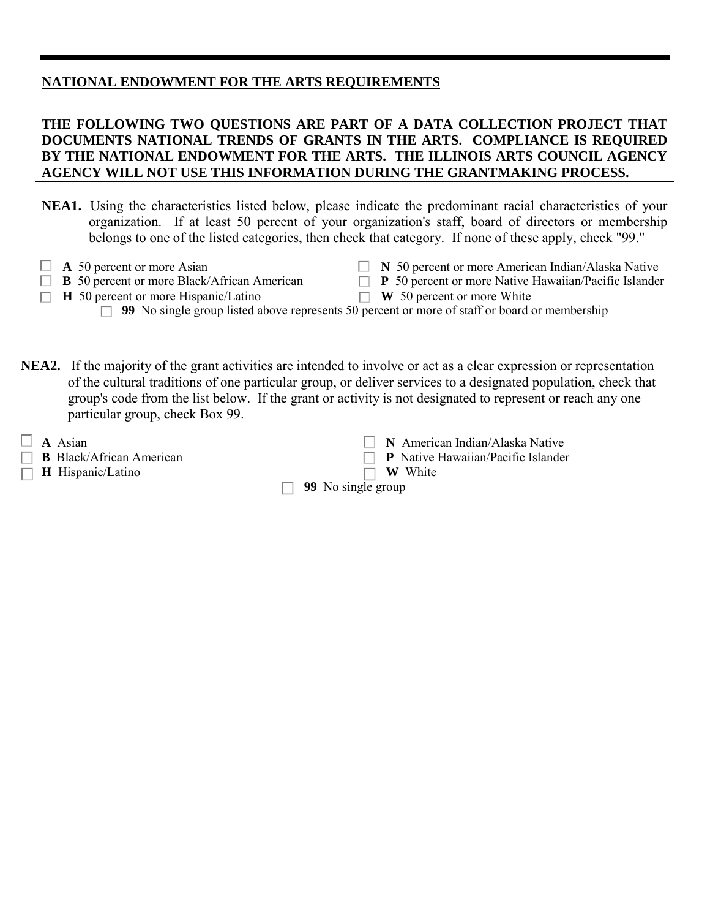## NATIONAL ENDOWMENT FOR THE ARTS REQUIREMENTS

**THE FOLLOWING TWO QUESTIONS ARE PART OF A DATA COLLECTION PROJECT THAT DOCUMENTS NATIONAL TRENDS OF GRANTS IN THE ARTS. COMPLIANCE IS REQUIRED BY THE NATIONAL ENDOWMENT FOR THE ARTS. THE ILLINOIS ARTS COUNCIL AGENCY AGENCY WILL NOT USE THIS INFORMATION DURING THE GRANTMAKING PROCESS.**

**NEA1.** Using the characteristics listed below, please indicate the predominant racial characteristics of your organization. If at least 50 percent of your organization's staff, board of directors or membership belongs to one of the listed categories, then check that category. If none of these apply, check "99."

- ☐ **A** 50 percent or more Asian
- ☐ **B** 50 percent or more Black/African American
- ☐ **H** 50 percent or more Hispanic/Latino
- ☐ **N** 50 percent or more American Indian/Alaska Native
- ☐ **P** 50 percent or more Native Hawaiian/Pacific Islander
- ☐ **W** 50 percent or more White
- ☐ **99** No single group listed above represents 50 percent or more of staff or board or membership

**NEA2.** If the majority of the grant activities are intended to involve or act as a clear expression or representation of the cultural traditions of one particular group, or deliver services to a designated population, check that group's code from the list below. If the grant or activity is not designated to represent or reach any one particular group, check Box 99.

- ☐ **A** Asian
- ☐ **B** Black/African American
- ☐ **H** Hispanic/Latino
- ☐ **N** American Indian/Alaska Native
- ☐ **P** Native Hawaiian/Pacific Islander
- ☐ **W** White
- ☐ **99** No single group